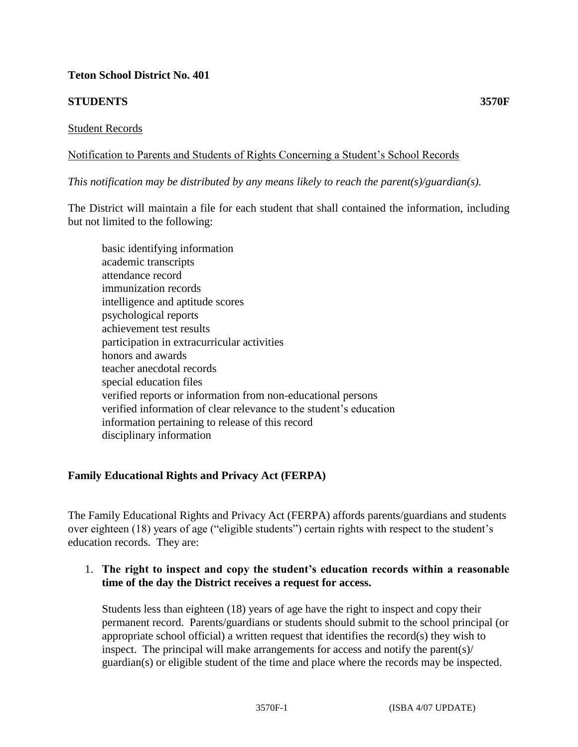**Teton School District No. 401**

**STUDENTS** **3570F**

Student Records

Notification to Parents and Students of Rights Concerning a Student's School Records

*This notification may be distributed by any means likely to reach the parent(s)/guardian(s).*

The District will maintain a file for each student that shall contained the information, including but not limited to the following:

- basic identifying information
- academic transcripts
- attendance record
- immunization records
- intelligence and aptitude scores
- psychological reports
- achievement test results
- participation in extracurricular activities
- honors and awards
- teacher anecdotal records
- special education files
- verified reports or information from non-educational persons
- verified information of clear relevance to the student's education
- information pertaining to release of this record
- disciplinary information

**Family Educational Rights and Privacy Act (FERPA)**

The Family Educational Rights and Privacy Act (FERPA) affords parents/guardians and students over eighteen (18) years of age ("eligible students") certain rights with respect to the student's education records. They are:

1. **The right to inspect and copy the student's education records within a reasonable time of the day the District receives a request for access.**

   Students less than eighteen (18) years of age have the right to inspect and copy their permanent record. Parents/guardians or students should submit to the school principal (or appropriate school official) a written request that identifies the record(s) they wish to inspect. The principal will make arrangements for access and notify the parent(s)/guardian(s) or eligible student of the time and place where the records may be inspected.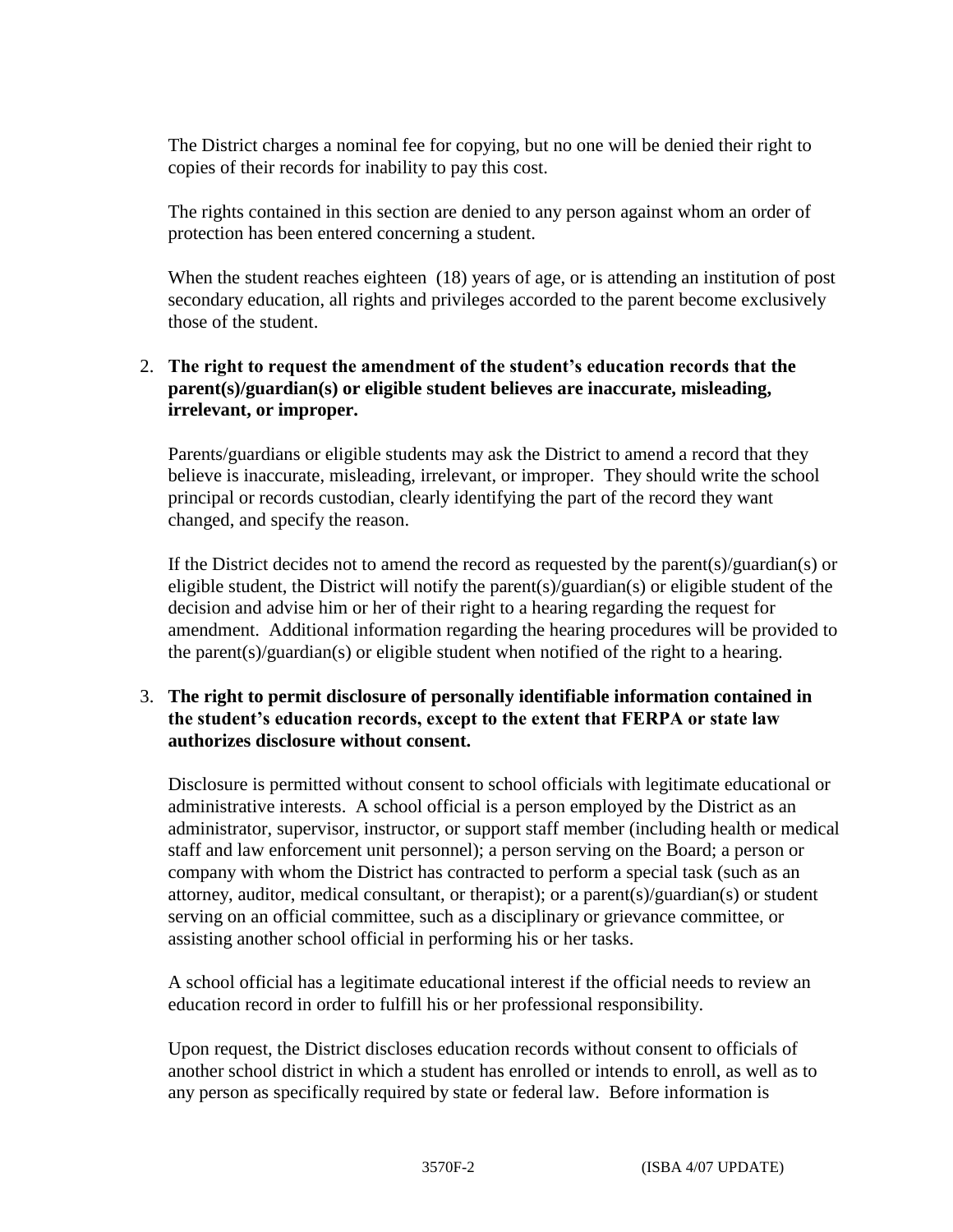The District charges a nominal fee for copying, but no one will be denied their right to copies of their records for inability to pay this cost.

The rights contained in this section are denied to any person against whom an order of protection has been entered concerning a student.

When the student reaches eighteen (18) years of age, or is attending an institution of post secondary education, all rights and privileges accorded to the parent become exclusively those of the student.

2. **The right to request the amendment of the student's education records that the parent(s)/guardian(s) or eligible student believes are inaccurate, misleading, irrelevant, or improper.**

   Parents/guardians or eligible students may ask the District to amend a record that they believe is inaccurate, misleading, irrelevant, or improper. They should write the school principal or records custodian, clearly identifying the part of the record they want changed, and specify the reason.

   If the District decides not to amend the record as requested by the parent(s)/guardian(s) or eligible student, the District will notify the parent(s)/guardian(s) or eligible student of the decision and advise him or her of their right to a hearing regarding the request for amendment. Additional information regarding the hearing procedures will be provided to the parent(s)/guardian(s) or eligible student when notified of the right to a hearing.

3. **The right to permit disclosure of personally identifiable information contained in the student's education records, except to the extent that FERPA or state law authorizes disclosure without consent.**

   Disclosure is permitted without consent to school officials with legitimate educational or administrative interests. A school official is a person employed by the District as an administrator, supervisor, instructor, or support staff member (including health or medical staff and law enforcement unit personnel); a person serving on the Board; a person or company with whom the District has contracted to perform a special task (such as an attorney, auditor, medical consultant, or therapist); or a parent(s)/guardian(s) or student serving on an official committee, such as a disciplinary or grievance committee, or assisting another school official in performing his or her tasks.

   A school official has a legitimate educational interest if the official needs to review an education record in order to fulfill his or her professional responsibility.

   Upon request, the District discloses education records without consent to officials of another school district in which a student has enrolled or intends to enroll, as well as to any person as specifically required by state or federal law. Before information is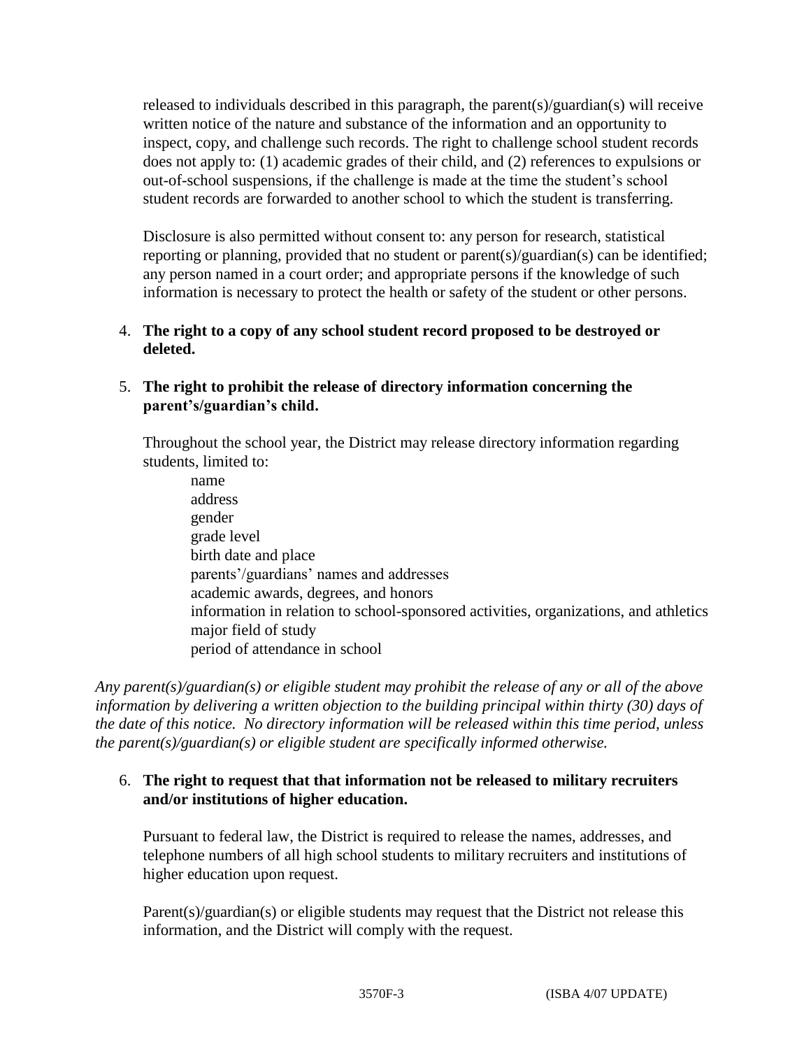released to individuals described in this paragraph, the parent(s)/guardian(s) will receive written notice of the nature and substance of the information and an opportunity to inspect, copy, and challenge such records. The right to challenge school student records does not apply to: (1) academic grades of their child, and (2) references to expulsions or out-of-school suspensions, if the challenge is made at the time the student's school student records are forwarded to another school to which the student is transferring.

Disclosure is also permitted without consent to: any person for research, statistical reporting or planning, provided that no student or parent(s)/guardian(s) can be identified; any person named in a court order; and appropriate persons if the knowledge of such information is necessary to protect the health or safety of the student or other persons.

4. **The right to a copy of any school student record proposed to be destroyed or deleted.**

5. **The right to prohibit the release of directory information concerning the parent's/guardian's child.**

   Throughout the school year, the District may release directory information regarding students, limited to:

   - name
   - address
   - gender
   - grade level
   - birth date and place
   - parents'/guardians' names and addresses
   - academic awards, degrees, and honors
   - information in relation to school-sponsored activities, organizations, and athletics
   - major field of study
   - period of attendance in school

*Any parent(s)/guardian(s) or eligible student may prohibit the release of any or all of the above information by delivering a written objection to the building principal within thirty (30) days of the date of this notice. No directory information will be released within this time period, unless the parent(s)/guardian(s) or eligible student are specifically informed otherwise.*

6. **The right to request that that information not be released to military recruiters and/or institutions of higher education.**

   Pursuant to federal law, the District is required to release the names, addresses, and telephone numbers of all high school students to military recruiters and institutions of higher education upon request.

   Parent(s)/guardian(s) or eligible students may request that the District not release this information, and the District will comply with the request.

3570F-3 (ISBA 4/07 UPDATE)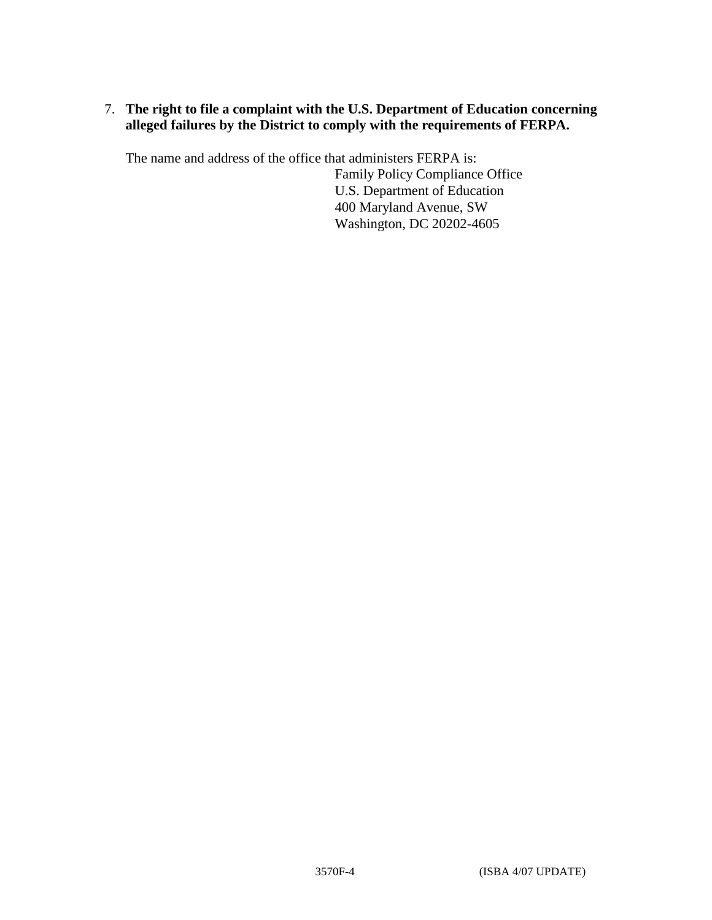7. **The right to file a complaint with the U.S. Department of Education concerning alleged failures by the District to comply with the requirements of FERPA.**

   The name and address of the office that administers FERPA is:

   Family Policy Compliance Office
   U.S. Department of Education
   400 Maryland Avenue, SW
   Washington, DC 20202-4605